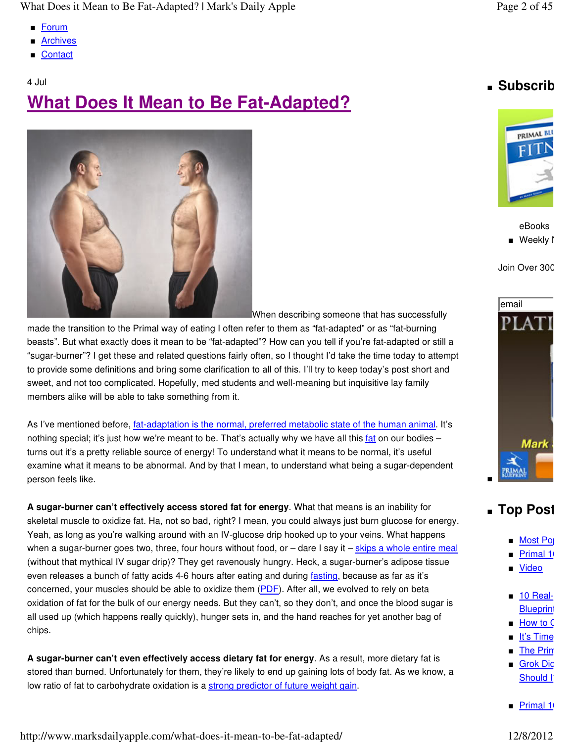- Forum
- Archives
- Contact

4 Jul

# What Does It Mean to Be Fat-Adapted?

When describing someone that has successfully made the transition to the Primal way of eating I often refer to them as "fat-adapted" or as "fat-burning beasts". But what exactly does it mean to be "fat-adapted"? How can you tell if you're fat-adapted or still a "sugar-burner"? I get these and related questions fairly often, so I thought I'd take the time today to attempt to provide some definitions and bring some clarification to all of this. I'll try to keep today's post short and sweet, and not too complicated. Hopefully, med students and well-meaning but inquisitive lay family members alike will be able to take something from it.

As I've mentioned before, fat-adaptation is the normal, preferred metabolic state of the human animal. It's nothing special; it's just how we're meant to be. That's actually why we have all this fat on our bodies – turns out it's a pretty reliable source of energy! To understand what it means to be normal, it's useful examine what it means to be abnormal. And by that I mean, to understand what being a sugar-dependent person feels like.

**A sugar-burner can't effectively access stored fat for energy**. What that means is an inability for skeletal muscle to oxidize fat. Ha, not so bad, right? I mean, you could always just burn glucose for energy. Yeah, as long as you're walking around with an IV-glucose drip hooked up to your veins. What happens when a sugar-burner goes two, three, four hours without food, or – dare I say it – skips a whole entire meal (without that mythical IV sugar drip)? They get ravenously hungry. Heck, a sugar-burner's adipose tissue even releases a bunch of fatty acids 4-6 hours after eating and during fasting, because as far as it's concerned, your muscles should be able to oxidize them (PDF). After all, we evolved to rely on beta oxidation of fat for the bulk of our energy needs. But they can't, so they don't, and once the blood sugar is all used up (which happens really quickly), hunger sets in, and the hand reaches for yet another bag of chips.

**A sugar-burner can't even effectively access dietary fat for energy**. As a result, more dietary fat is stored than burned. Unfortunately for them, they're likely to end up gaining lots of body fat. As we know, a low ratio of fat to carbohydrate oxidation is a strong predictor of future weight gain.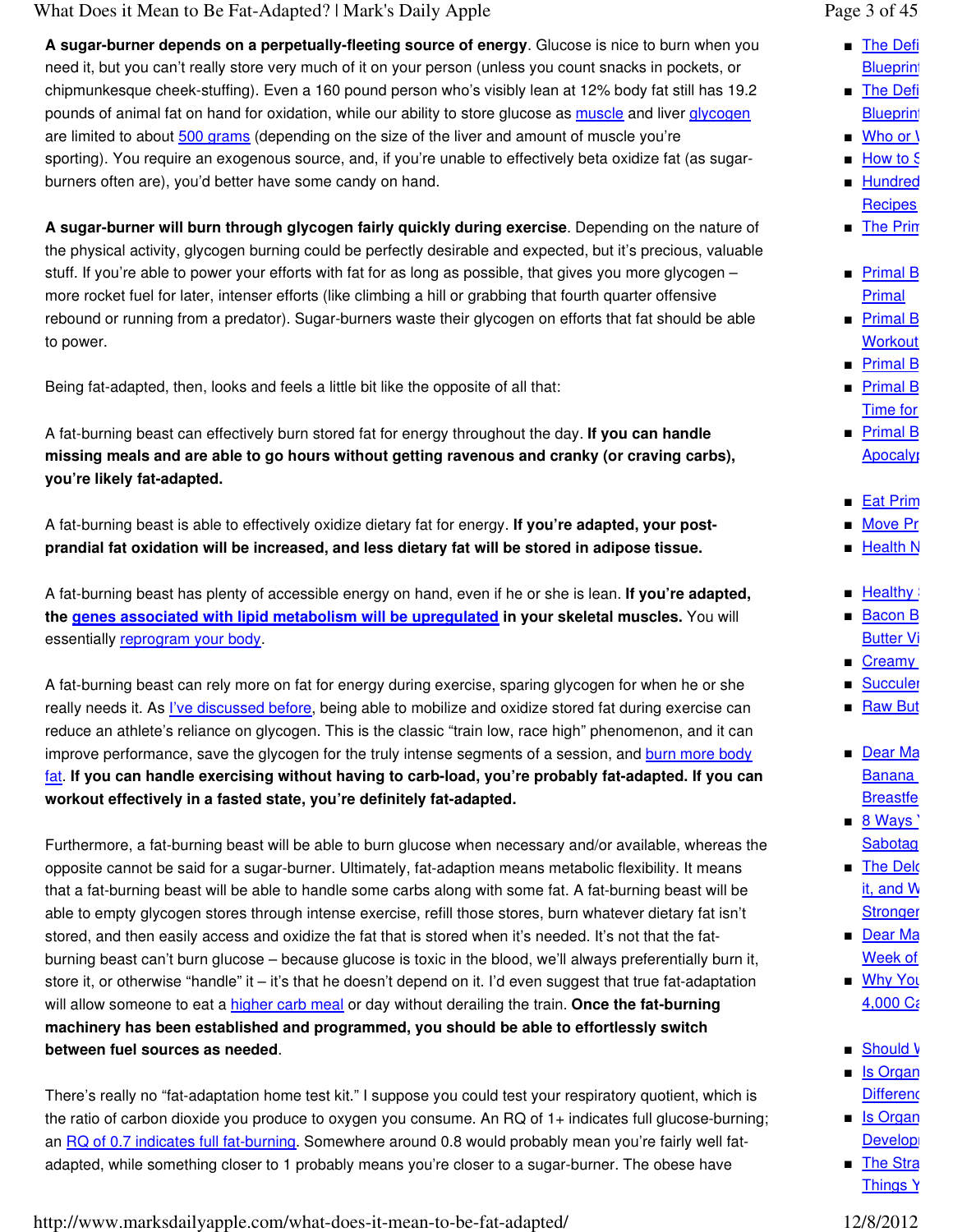**A sugar-burner depends on a perpetually-fleeting source of energy**. Glucose is nice to burn when you need it, but you can't really store very much of it on your person (unless you count snacks in pockets, or chipmunkesque cheek-stuffing). Even a 160 pound person who's visibly lean at 12% body fat still has 19.2 pounds of animal fat on hand for oxidation, while our ability to store glucose as muscle and liver glycogen are limited to about 500 grams (depending on the size of the liver and amount of muscle you're sporting). You require an exogenous source, and, if you're unable to effectively beta oxidize fat (as sugar-burners often are), you'd better have some candy on hand.

**A sugar-burner will burn through glycogen fairly quickly during exercise**. Depending on the nature of the physical activity, glycogen burning could be perfectly desirable and expected, but it's precious, valuable stuff. If you're able to power your efforts with fat for as long as possible, that gives you more glycogen – more rocket fuel for later, intenser efforts (like climbing a hill or grabbing that fourth quarter offensive rebound or running from a predator). Sugar-burners waste their glycogen on efforts that fat should be able to power.

Being fat-adapted, then, looks and feels a little bit like the opposite of all that:

A fat-burning beast can effectively burn stored fat for energy throughout the day. **If you can handle missing meals and are able to go hours without getting ravenous and cranky (or craving carbs), you're likely fat-adapted.**

A fat-burning beast is able to effectively oxidize dietary fat for energy. **If you're adapted, your post-prandial fat oxidation will be increased, and less dietary fat will be stored in adipose tissue.**

A fat-burning beast has plenty of accessible energy on hand, even if he or she is lean. **If you're adapted, the genes associated with lipid metabolism will be upregulated in your skeletal muscles.** You will essentially reprogram your body.

A fat-burning beast can rely more on fat for energy during exercise, sparing glycogen for when he or she really needs it. As I've discussed before, being able to mobilize and oxidize stored fat during exercise can reduce an athlete's reliance on glycogen. This is the classic "train low, race high" phenomenon, and it can improve performance, save the glycogen for the truly intense segments of a session, and burn more body fat. **If you can handle exercising without having to carb-load, you're probably fat-adapted. If you can workout effectively in a fasted state, you're definitely fat-adapted.**

Furthermore, a fat-burning beast will be able to burn glucose when necessary and/or available, whereas the opposite cannot be said for a sugar-burner. Ultimately, fat-adaption means metabolic flexibility. It means that a fat-burning beast will be able to handle some carbs along with some fat. A fat-burning beast will be able to empty glycogen stores through intense exercise, refill those stores, burn whatever dietary fat isn't stored, and then easily access and oxidize the fat that is stored when it's needed. It's not that the fat-burning beast can't burn glucose – because glucose is toxic in the blood, we'll always preferentially burn it, store it, or otherwise "handle" it – it's that he doesn't depend on it. I'd even suggest that true fat-adaptation will allow someone to eat a higher carb meal or day without derailing the train. **Once the fat-burning machinery has been established and programmed, you should be able to effortlessly switch between fuel sources as needed**.

There's really no "fat-adaptation home test kit." I suppose you could test your respiratory quotient, which is the ratio of carbon dioxide you produce to oxygen you consume. An RQ of 1+ indicates full glucose-burning; an RQ of 0.7 indicates full fat-burning. Somewhere around 0.8 would probably mean you're fairly well fat-adapted, while something closer to 1 probably means you're closer to a sugar-burner. The obese have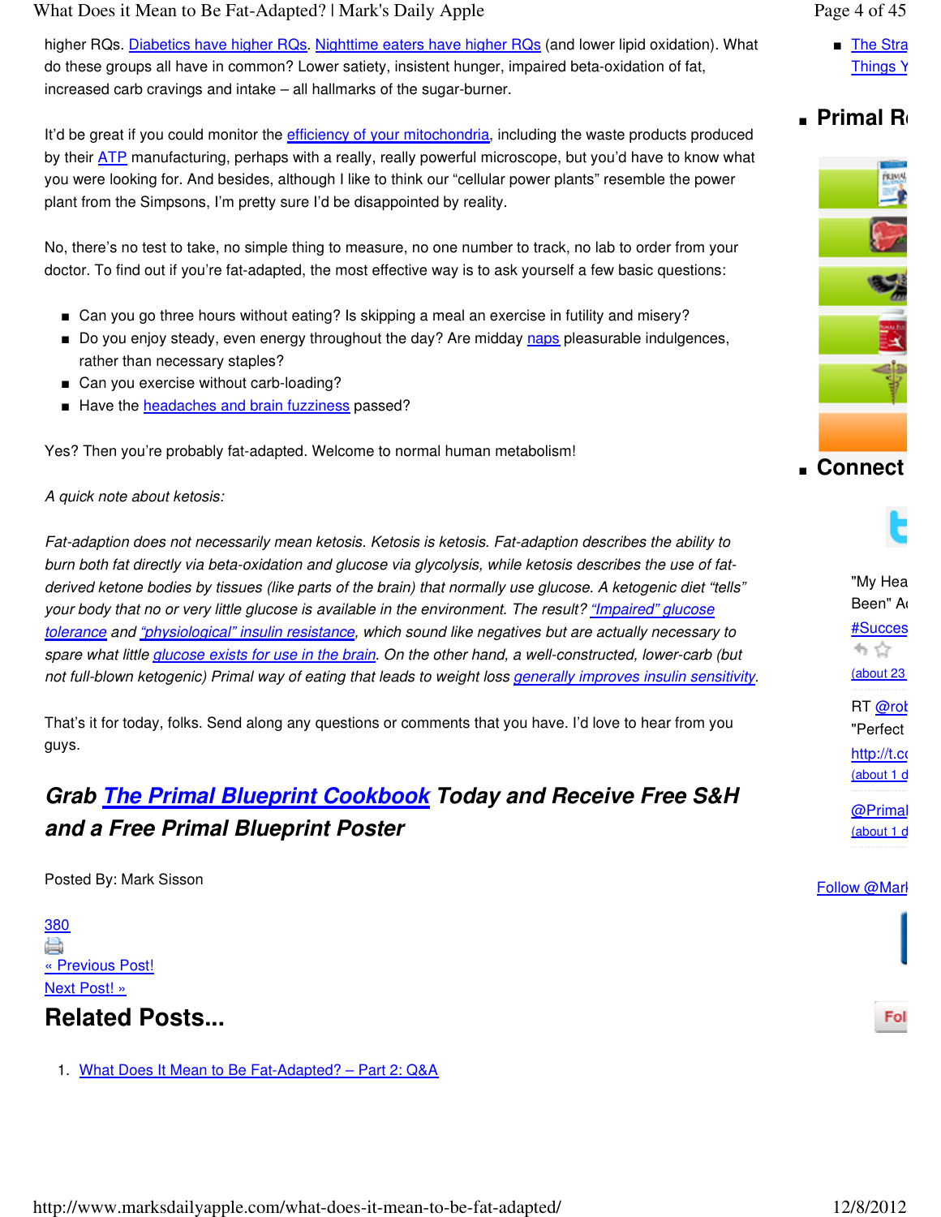higher RQs. Diabetics have higher RQs. Nighttime eaters have higher RQs (and lower lipid oxidation). What do these groups all have in common? Lower satiety, insistent hunger, impaired beta-oxidation of fat, increased carb cravings and intake – all hallmarks of the sugar-burner.

It'd be great if you could monitor the efficiency of your mitochondria, including the waste products produced by their ATP manufacturing, perhaps with a really, really powerful microscope, but you'd have to know what you were looking for. And besides, although I like to think our "cellular power plants" resemble the power plant from the Simpsons, I'm pretty sure I'd be disappointed by reality.

No, there's no test to take, no simple thing to measure, no one number to track, no lab to order from your doctor. To find out if you're fat-adapted, the most effective way is to ask yourself a few basic questions:

- Can you go three hours without eating? Is skipping a meal an exercise in futility and misery?
- Do you enjoy steady, even energy throughout the day? Are midday naps pleasurable indulgences, rather than necessary staples?
- Can you exercise without carb-loading?
- Have the headaches and brain fuzziness passed?

Yes? Then you're probably fat-adapted. Welcome to normal human metabolism!

*A quick note about ketosis:*

*Fat-adaption does not necessarily mean ketosis. Ketosis is ketosis. Fat-adaption describes the ability to burn both fat directly via beta-oxidation and glucose via glycolysis, while ketosis describes the use of fat-derived ketone bodies by tissues (like parts of the brain) that normally use glucose. A ketogenic diet "tells" your body that no or very little glucose is available in the environment. The result? "Impaired" glucose tolerance and "physiological" insulin resistance, which sound like negatives but are actually necessary to spare what little glucose exists for use in the brain. On the other hand, a well-constructed, lower-carb (but not full-blown ketogenic) Primal way of eating that leads to weight loss generally improves insulin sensitivity.*

That's it for today, folks. Send along any questions or comments that you have. I'd love to hear from you guys.

### *Grab The Primal Blueprint Cookbook Today and Receive Free S&H and a Free Primal Blueprint Poster*

Posted By: Mark Sisson

380

« Previous Post!

Next Post! »

## Related Posts...

1. What Does It Mean to Be Fat-Adapted? – Part 2: Q&A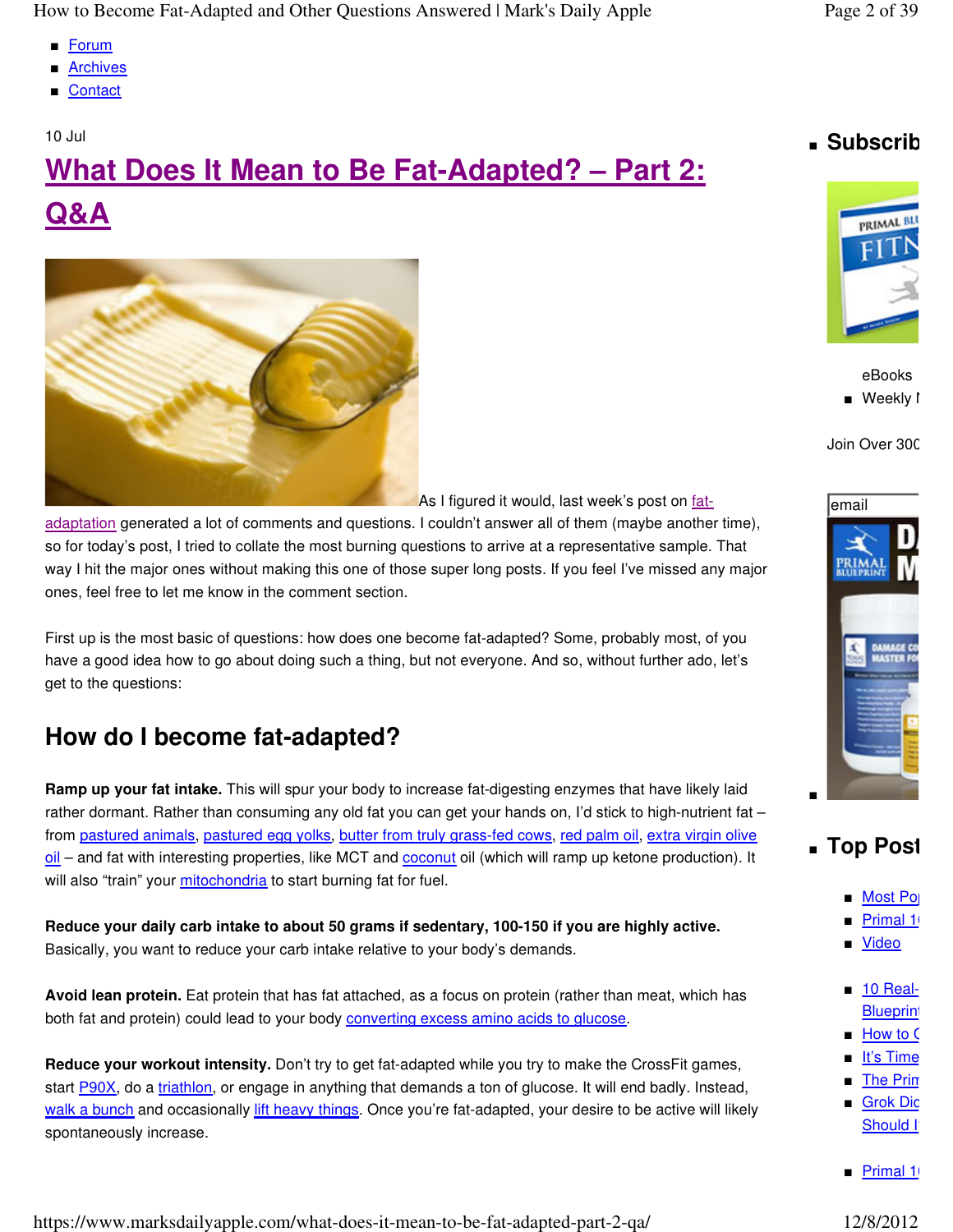- Forum
- Archives
- Contact

10 Jul

# What Does It Mean to Be Fat-Adapted? – Part 2: Q&A

As I figured it would, last week's post on fat-adaptation generated a lot of comments and questions. I couldn't answer all of them (maybe another time), so for today's post, I tried to collate the most burning questions to arrive at a representative sample. That way I hit the major ones without making this one of those super long posts. If you feel I've missed any major ones, feel free to let me know in the comment section.

First up is the most basic of questions: how does one become fat-adapted? Some, probably most, of you have a good idea how to go about doing such a thing, but not everyone. And so, without further ado, let's get to the questions:

## How do I become fat-adapted?

**Ramp up your fat intake.** This will spur your body to increase fat-digesting enzymes that have likely laid rather dormant. Rather than consuming any old fat you can get your hands on, I'd stick to high-nutrient fat – from pastured animals, pastured egg yolks, butter from truly grass-fed cows, red palm oil, extra virgin olive oil – and fat with interesting properties, like MCT and coconut oil (which will ramp up ketone production). It will also "train" your mitochondria to start burning fat for fuel.

**Reduce your daily carb intake to about 50 grams if sedentary, 100-150 if you are highly active.** Basically, you want to reduce your carb intake relative to your body's demands.

**Avoid lean protein.** Eat protein that has fat attached, as a focus on protein (rather than meat, which has both fat and protein) could lead to your body converting excess amino acids to glucose.

**Reduce your workout intensity.** Don't try to get fat-adapted while you try to make the CrossFit games, start P90X, do a triathlon, or engage in anything that demands a ton of glucose. It will end badly. Instead, walk a bunch and occasionally lift heavy things. Once you're fat-adapted, your desire to be active will likely spontaneously increase.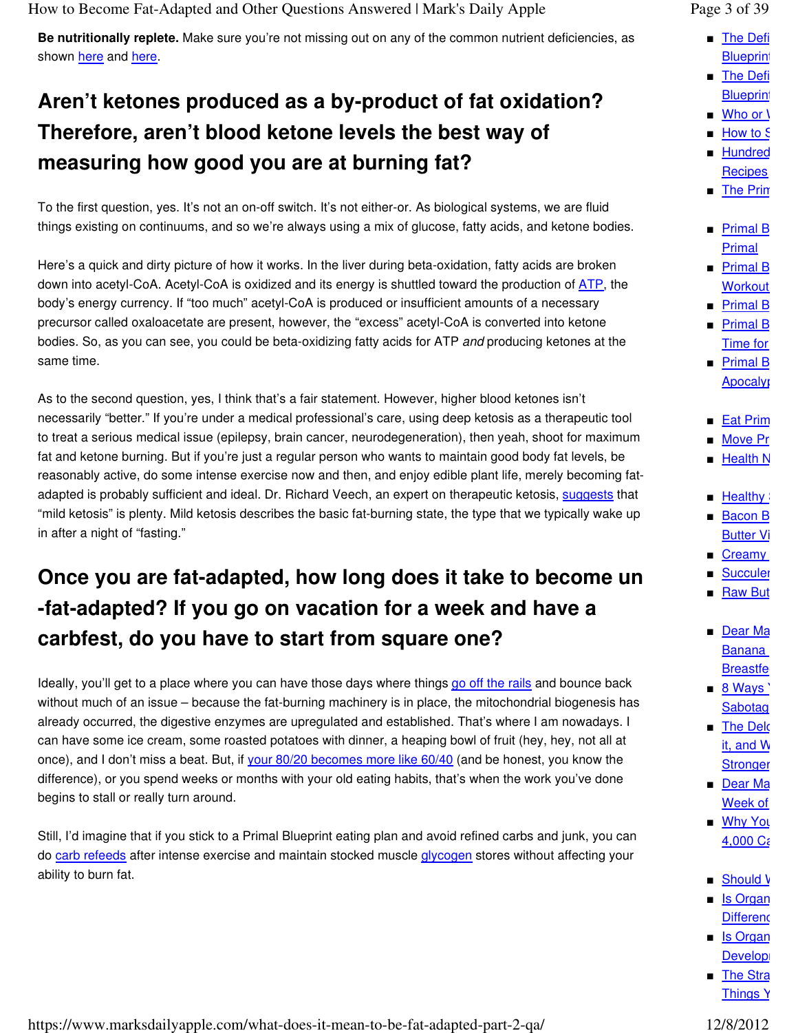**Be nutritionally replete.** Make sure you're not missing out on any of the common nutrient deficiencies, as shown here and here.

## Aren't ketones produced as a by-product of fat oxidation? Therefore, aren't blood ketone levels the best way of measuring how good you are at burning fat?

To the first question, yes. It's not an on-off switch. It's not either-or. As biological systems, we are fluid things existing on continuums, and so we're always using a mix of glucose, fatty acids, and ketone bodies.

Here's a quick and dirty picture of how it works. In the liver during beta-oxidation, fatty acids are broken down into acetyl-CoA. Acetyl-CoA is oxidized and its energy is shuttled toward the production of ATP, the body's energy currency. If "too much" acetyl-CoA is produced or insufficient amounts of a necessary precursor called oxaloacetate are present, however, the "excess" acetyl-CoA is converted into ketone bodies. So, as you can see, you could be beta-oxidizing fatty acids for ATP *and* producing ketones at the same time.

As to the second question, yes, I think that's a fair statement. However, higher blood ketones isn't necessarily "better." If you're under a medical professional's care, using deep ketosis as a therapeutic tool to treat a serious medical issue (epilepsy, brain cancer, neurodegeneration), then yeah, shoot for maximum fat and ketone burning. But if you're just a regular person who wants to maintain good body fat levels, be reasonably active, do some intense exercise now and then, and enjoy edible plant life, merely becoming fat-adapted is probably sufficient and ideal. Dr. Richard Veech, an expert on therapeutic ketosis, suggests that "mild ketosis" is plenty. Mild ketosis describes the basic fat-burning state, the type that we typically wake up in after a night of "fasting."

## Once you are fat-adapted, how long does it take to become un-fat-adapted? If you go on vacation for a week and have a carbfest, do you have to start from square one?

Ideally, you'll get to a place where you can have those days where things go off the rails and bounce back without much of an issue – because the fat-burning machinery is in place, the mitochondrial biogenesis has already occurred, the digestive enzymes are upregulated and established. That's where I am nowadays. I can have some ice cream, some roasted potatoes with dinner, a heaping bowl of fruit (hey, hey, not all at once), and I don't miss a beat. But, if your 80/20 becomes more like 60/40 (and be honest, you know the difference), or you spend weeks or months with your old eating habits, that's when the work you've done begins to stall or really turn around.

Still, I'd imagine that if you stick to a Primal Blueprint eating plan and avoid refined carbs and junk, you can do carb refeeds after intense exercise and maintain stocked muscle glycogen stores without affecting your ability to burn fat.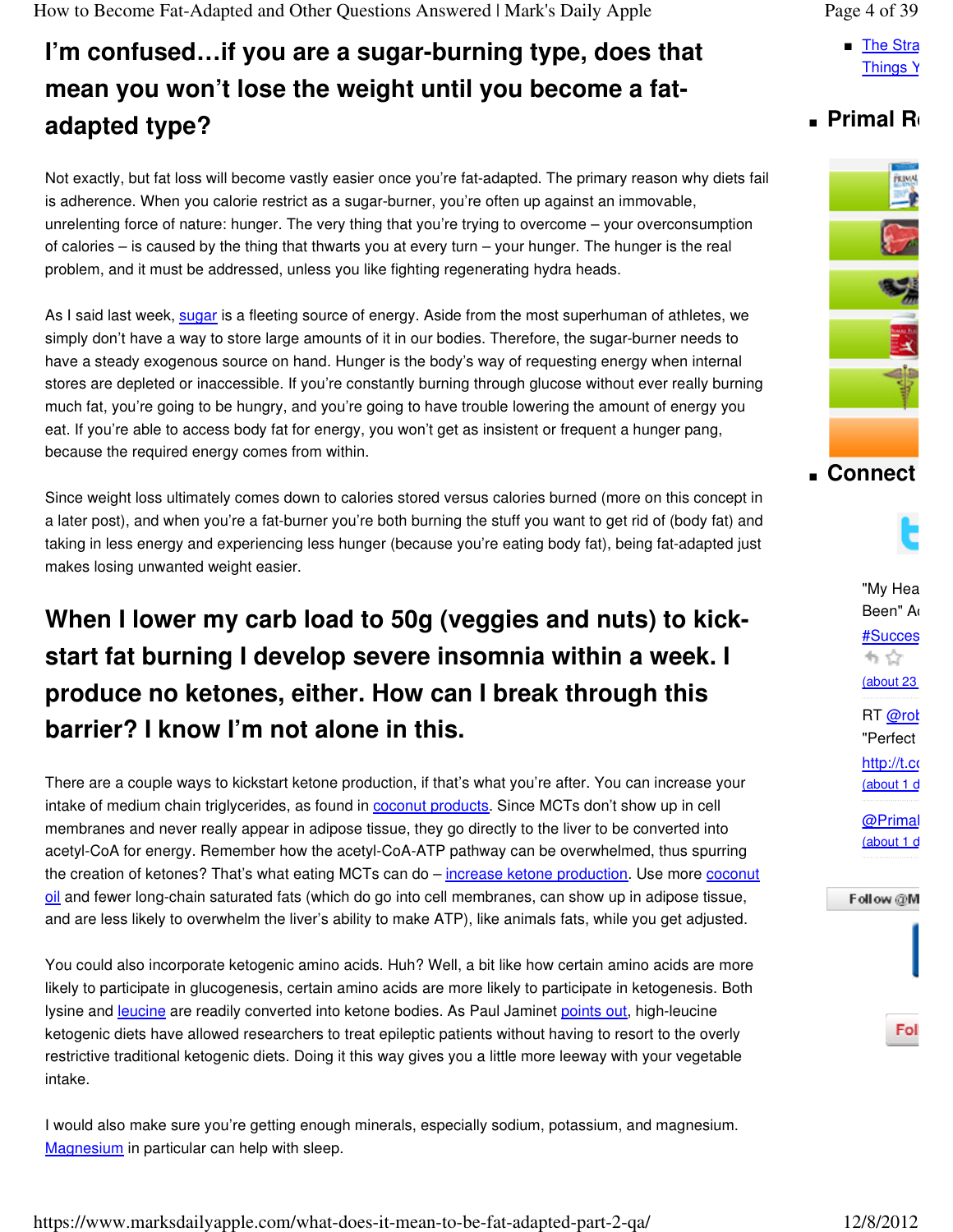## I'm confused…if you are a sugar-burning type, does that mean you won't lose the weight until you become a fat-adapted type?

Not exactly, but fat loss will become vastly easier once you're fat-adapted. The primary reason why diets fail is adherence. When you calorie restrict as a sugar-burner, you're often up against an immovable, unrelenting force of nature: hunger. The very thing that you're trying to overcome – your overconsumption of calories – is caused by the thing that thwarts you at every turn – your hunger. The hunger is the real problem, and it must be addressed, unless you like fighting regenerating hydra heads.

As I said last week, sugar is a fleeting source of energy. Aside from the most superhuman of athletes, we simply don't have a way to store large amounts of it in our bodies. Therefore, the sugar-burner needs to have a steady exogenous source on hand. Hunger is the body's way of requesting energy when internal stores are depleted or inaccessible. If you're constantly burning through glucose without ever really burning much fat, you're going to be hungry, and you're going to have trouble lowering the amount of energy you eat. If you're able to access body fat for energy, you won't get as insistent or frequent a hunger pang, because the required energy comes from within.

Since weight loss ultimately comes down to calories stored versus calories burned (more on this concept in a later post), and when you're a fat-burner you're both burning the stuff you want to get rid of (body fat) and taking in less energy and experiencing less hunger (because you're eating body fat), being fat-adapted just makes losing unwanted weight easier.

## When I lower my carb load to 50g (veggies and nuts) to kick-start fat burning I develop severe insomnia within a week. I produce no ketones, either. How can I break through this barrier? I know I'm not alone in this.

There are a couple ways to kickstart ketone production, if that's what you're after. You can increase your intake of medium chain triglycerides, as found in coconut products. Since MCTs don't show up in cell membranes and never really appear in adipose tissue, they go directly to the liver to be converted into acetyl-CoA for energy. Remember how the acetyl-CoA-ATP pathway can be overwhelmed, thus spurring the creation of ketones? That's what eating MCTs can do – increase ketone production. Use more coconut oil and fewer long-chain saturated fats (which do go into cell membranes, can show up in adipose tissue, and are less likely to overwhelm the liver's ability to make ATP), like animals fats, while you get adjusted.

You could also incorporate ketogenic amino acids. Huh? Well, a bit like how certain amino acids are more likely to participate in glucogenesis, certain amino acids are more likely to participate in ketogenesis. Both lysine and leucine are readily converted into ketone bodies. As Paul Jaminet points out, high-leucine ketogenic diets have allowed researchers to treat epileptic patients without having to resort to the overly restrictive traditional ketogenic diets. Doing it this way gives you a little more leeway with your vegetable intake.

I would also make sure you're getting enough minerals, especially sodium, potassium, and magnesium. Magnesium in particular can help with sleep.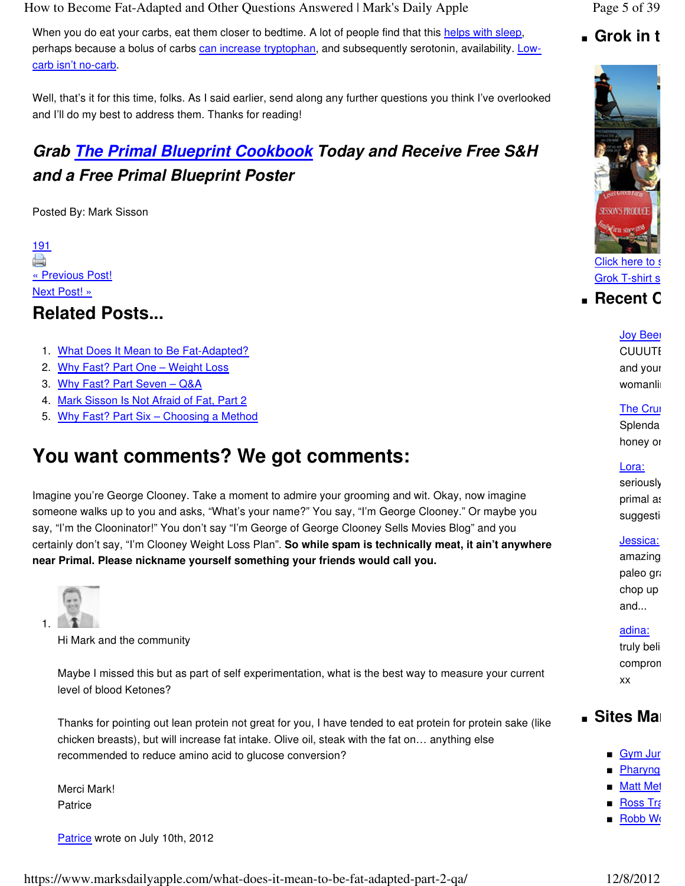When you do eat your carbs, eat them closer to bedtime. A lot of people find that this helps with sleep, perhaps because a bolus of carbs can increase tryptophan, and subsequently serotonin, availability. Low-carb isn't no-carb.

Well, that's it for this time, folks. As I said earlier, send along any further questions you think I've overlooked and I'll do my best to address them. Thanks for reading!

***Grab The Primal Blueprint Cookbook Today and Receive Free S&H and a Free Primal Blueprint Poster***

Posted By: Mark Sisson

191

« Previous Post!

Next Post! »

## Related Posts...

1. What Does It Mean to Be Fat-Adapted?
2. Why Fast? Part One – Weight Loss
3. Why Fast? Part Seven – Q&A
4. Mark Sisson Is Not Afraid of Fat, Part 2
5. Why Fast? Part Six – Choosing a Method

## You want comments? We got comments:

Imagine you're George Clooney. Take a moment to admire your grooming and wit. Okay, now imagine someone walks up to you and asks, "What's your name?" You say, "I'm George Clooney." Or maybe you say, "I'm the Clooninator!" You don't say "I'm George of George Clooney Sells Movies Blog" and you certainly don't say, "I'm Clooney Weight Loss Plan". **So while spam is technically meat, it ain't anywhere near Primal. Please nickname yourself something your friends would call you.**

1. Hi Mark and the community

   Maybe I missed this but as part of self experimentation, what is the best way to measure your current level of blood Ketones?

   Thanks for pointing out lean protein not great for you, I have tended to eat protein for protein sake (like chicken breasts), but will increase fat intake. Olive oil, steak with the fat on… anything else recommended to reduce amino acid to glucose conversion?

   Merci Mark!
   Patrice

   Patrice wrote on July 10th, 2012

## Grok in t

Click here to s
Grok T-shirt s

## Recent C

Joy Beer
CUUUTE
and your
womanli

The Crur
Splenda
honey or

Lora:
seriously
primal as
suggesti

Jessica:
amazing
paleo gra
chop up
and...

adina:
truly beli
compron
xx

## Sites Ma

- Gym Jur
- Pharyng
- Matt Met
- Ross Tra
- Robb Wo